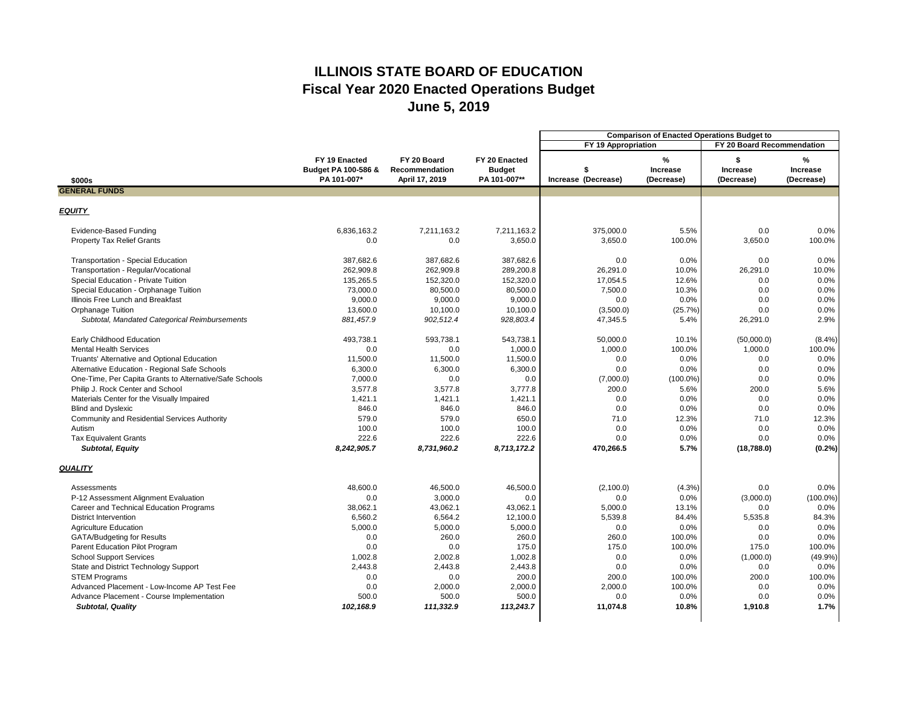# ILLINOIS STATE BOARD OF EDUCATION
## Fiscal Year 2020 Enacted Operations Budget
## June 5, 2019

| $000s | FY 19 Enacted Budget PA 100-586 & PA 101-007* | FY 20 Board Recommendation April 17, 2019 | FY 20 Enacted Budget PA 101-007** | Comparison of Enacted Operations Budget to FY 19 Appropriation: $ Increase (Decrease) | Comparison of Enacted Operations Budget to FY 19 Appropriation: % Increase (Decrease) | Comparison of Enacted Operations Budget to FY 20 Board Recommendation: $ Increase (Decrease) | Comparison of Enacted Operations Budget to FY 20 Board Recommendation: % Increase (Decrease) |
|---|---|---|---|---|---|---|---|
| **GENERAL FUNDS** | | | | | | | |
| ***EQUITY*** | | | | | | | |
| Evidence-Based Funding | 6,836,163.2 | 7,211,163.2 | 7,211,163.2 | 375,000.0 | 5.5% | 0.0 | 0.0% |
| Property Tax Relief Grants | 0.0 | 0.0 | 3,650.0 | 3,650.0 | 100.0% | 3,650.0 | 100.0% |
| Transportation - Special Education | 387,682.6 | 387,682.6 | 387,682.6 | 0.0 | 0.0% | 0.0 | 0.0% |
| Transportation - Regular/Vocational | 262,909.8 | 262,909.8 | 289,200.8 | 26,291.0 | 10.0% | 26,291.0 | 10.0% |
| Special Education - Private Tuition | 135,265.5 | 152,320.0 | 152,320.0 | 17,054.5 | 12.6% | 0.0 | 0.0% |
| Special Education - Orphanage Tuition | 73,000.0 | 80,500.0 | 80,500.0 | 7,500.0 | 10.3% | 0.0 | 0.0% |
| Illinois Free Lunch and Breakfast | 9,000.0 | 9,000.0 | 9,000.0 | 0.0 | 0.0% | 0.0 | 0.0% |
| Orphanage Tuition | 13,600.0 | 10,100.0 | 10,100.0 | (3,500.0) | (25.7%) | 0.0 | 0.0% |
| *Subtotal, Mandated Categorical Reimbursements* | *881,457.9* | *902,512.4* | *928,803.4* | 47,345.5 | 5.4% | 26,291.0 | 2.9% |
| Early Childhood Education | 493,738.1 | 593,738.1 | 543,738.1 | 50,000.0 | 10.1% | (50,000.0) | (8.4%) |
| Mental Health Services | 0.0 | 0.0 | 1,000.0 | 1,000.0 | 100.0% | 1,000.0 | 100.0% |
| Truants' Alternative and Optional Education | 11,500.0 | 11,500.0 | 11,500.0 | 0.0 | 0.0% | 0.0 | 0.0% |
| Alternative Education - Regional Safe Schools | 6,300.0 | 6,300.0 | 6,300.0 | 0.0 | 0.0% | 0.0 | 0.0% |
| One-Time, Per Capita Grants to Alternative/Safe Schools | 7,000.0 | 0.0 | 0.0 | (7,000.0) | (100.0%) | 0.0 | 0.0% |
| Philip J. Rock Center and School | 3,577.8 | 3,577.8 | 3,777.8 | 200.0 | 5.6% | 200.0 | 5.6% |
| Materials Center for the Visually Impaired | 1,421.1 | 1,421.1 | 1,421.1 | 0.0 | 0.0% | 0.0 | 0.0% |
| Blind and Dyslexic | 846.0 | 846.0 | 846.0 | 0.0 | 0.0% | 0.0 | 0.0% |
| Community and Residential Services Authority | 579.0 | 579.0 | 650.0 | 71.0 | 12.3% | 71.0 | 12.3% |
| Autism | 100.0 | 100.0 | 100.0 | 0.0 | 0.0% | 0.0 | 0.0% |
| Tax Equivalent Grants | 222.6 | 222.6 | 222.6 | 0.0 | 0.0% | 0.0 | 0.0% |
| ***Subtotal, Equity*** | ***8,242,905.7*** | ***8,731,960.2*** | ***8,713,172.2*** | **470,266.5** | **5.7%** | **(18,788.0)** | **(0.2%)** |
| ***QUALITY*** | | | | | | | |
| Assessments | 48,600.0 | 46,500.0 | 46,500.0 | (2,100.0) | (4.3%) | 0.0 | 0.0% |
| P-12 Assessment Alignment Evaluation | 0.0 | 3,000.0 | 0.0 | 0.0 | 0.0% | (3,000.0) | (100.0%) |
| Career and Technical Education Programs | 38,062.1 | 43,062.1 | 43,062.1 | 5,000.0 | 13.1% | 0.0 | 0.0% |
| District Intervention | 6,560.2 | 6,564.2 | 12,100.0 | 5,539.8 | 84.4% | 5,535.8 | 84.3% |
| Agriculture Education | 5,000.0 | 5,000.0 | 5,000.0 | 0.0 | 0.0% | 0.0 | 0.0% |
| GATA/Budgeting for Results | 0.0 | 260.0 | 260.0 | 260.0 | 100.0% | 0.0 | 0.0% |
| Parent Education Pilot Program | 0.0 | 0.0 | 175.0 | 175.0 | 100.0% | 175.0 | 100.0% |
| School Support Services | 1,002.8 | 2,002.8 | 1,002.8 | 0.0 | 0.0% | (1,000.0) | (49.9%) |
| State and District Technology Support | 2,443.8 | 2,443.8 | 2,443.8 | 0.0 | 0.0% | 0.0 | 0.0% |
| STEM Programs | 0.0 | 0.0 | 200.0 | 200.0 | 100.0% | 200.0 | 100.0% |
| Advanced Placement - Low-Income AP Test Fee | 0.0 | 2,000.0 | 2,000.0 | 2,000.0 | 100.0% | 0.0 | 0.0% |
| Advance Placement - Course Implementation | 500.0 | 500.0 | 500.0 | 0.0 | 0.0% | 0.0 | 0.0% |
| ***Subtotal, Quality*** | ***102,168.9*** | ***111,332.9*** | ***113,243.7*** | **11,074.8** | **10.8%** | **1,910.8** | **1.7%** |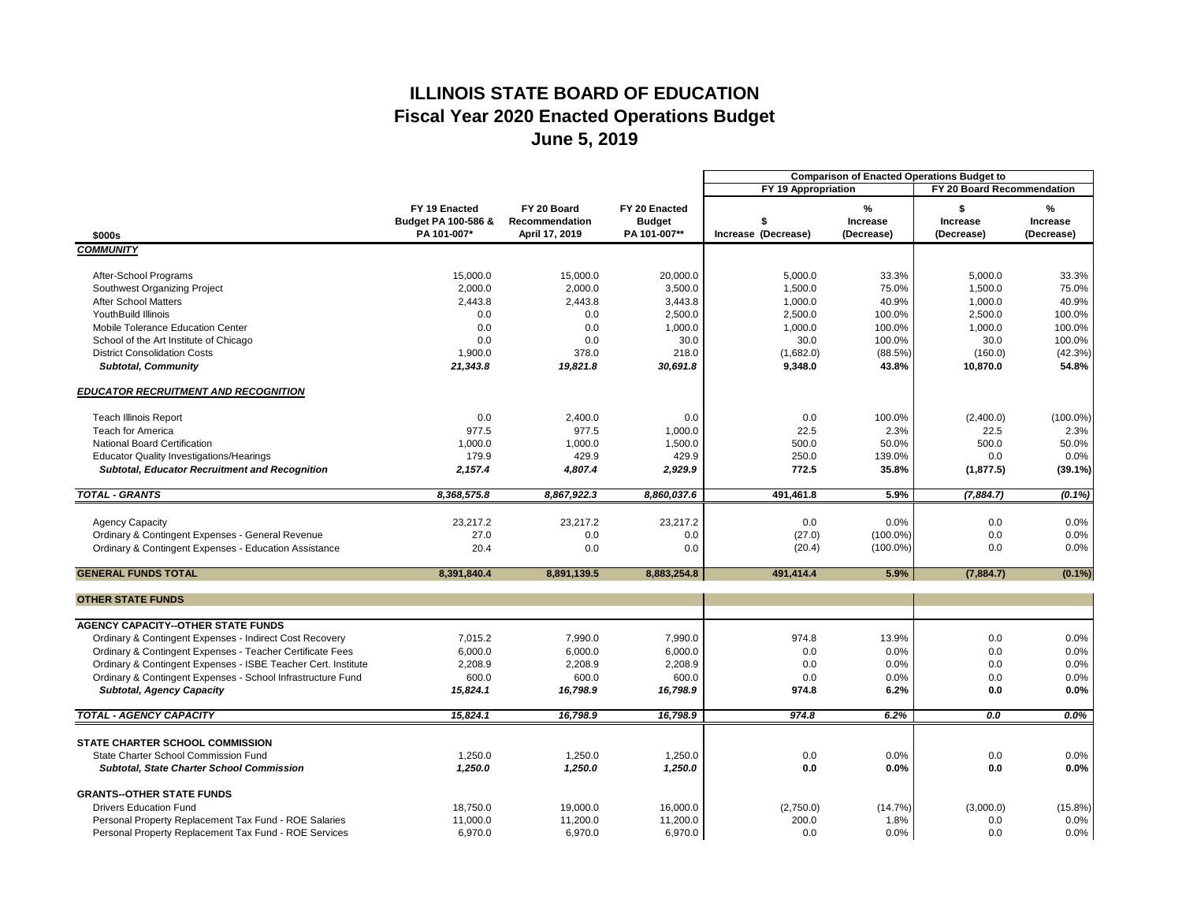# ILLINOIS STATE BOARD OF EDUCATION
## Fiscal Year 2020 Enacted Operations Budget
### June 5, 2019

| | | | | Comparison of Enacted Operations Budget to | | | |
|---|---|---|---|---|---|---|---|
| | | | | FY 19 Appropriation | | FY 20 Board Recommendation | |
| $000s | FY 19 Enacted Budget PA 100-586 & PA 101-007* | FY 20 Board Recommendation April 17, 2019 | FY 20 Enacted Budget PA 101-007** | $ Increase (Decrease) | % Increase (Decrease) | $ Increase (Decrease) | % Increase (Decrease) |
| ***COMMUNITY*** | | | | | | | |
| After-School Programs | 15,000.0 | 15,000.0 | 20,000.0 | 5,000.0 | 33.3% | 5,000.0 | 33.3% |
| Southwest Organizing Project | 2,000.0 | 2,000.0 | 3,500.0 | 1,500.0 | 75.0% | 1,500.0 | 75.0% |
| After School Matters | 2,443.8 | 2,443.8 | 3,443.8 | 1,000.0 | 40.9% | 1,000.0 | 40.9% |
| YouthBuild Illinois | 0.0 | 0.0 | 2,500.0 | 2,500.0 | 100.0% | 2,500.0 | 100.0% |
| Mobile Tolerance Education Center | 0.0 | 0.0 | 1,000.0 | 1,000.0 | 100.0% | 1,000.0 | 100.0% |
| School of the Art Institute of Chicago | 0.0 | 0.0 | 30.0 | 30.0 | 100.0% | 30.0 | 100.0% |
| District Consolidation Costs | 1,900.0 | 378.0 | 218.0 | (1,682.0) | (88.5%) | (160.0) | (42.3%) |
| ***Subtotal, Community*** | ***21,343.8*** | ***19,821.8*** | ***30,691.8*** | **9,348.0** | **43.8%** | **10,870.0** | **54.8%** |
| ***EDUCATOR RECRUITMENT AND RECOGNITION*** | | | | | | | |
| Teach Illinois Report | 0.0 | 2,400.0 | 0.0 | 0.0 | 100.0% | (2,400.0) | (100.0%) |
| Teach for America | 977.5 | 977.5 | 1,000.0 | 22.5 | 2.3% | 22.5 | 2.3% |
| National Board Certification | 1,000.0 | 1,000.0 | 1,500.0 | 500.0 | 50.0% | 500.0 | 50.0% |
| Educator Quality Investigations/Hearings | 179.9 | 429.9 | 429.9 | 250.0 | 139.0% | 0.0 | 0.0% |
| ***Subtotal, Educator Recruitment and Recognition*** | ***2,157.4*** | ***4,807.4*** | ***2,929.9*** | **772.5** | **35.8%** | **(1,877.5)** | **(39.1%)** |
| ***TOTAL - GRANTS*** | ***8,368,575.8*** | ***8,867,922.3*** | ***8,860,037.6*** | ***491,461.8*** | ***5.9%*** | ***(7,884.7)*** | ***(0.1%)*** |
| Agency Capacity | 23,217.2 | 23,217.2 | 23,217.2 | 0.0 | 0.0% | 0.0 | 0.0% |
| Ordinary & Contingent Expenses - General Revenue | 27.0 | 0.0 | 0.0 | (27.0) | (100.0%) | 0.0 | 0.0% |
| Ordinary & Contingent Expenses - Education Assistance | 20.4 | 0.0 | 0.0 | (20.4) | (100.0%) | 0.0 | 0.0% |
| **GENERAL FUNDS TOTAL** | **8,391,840.4** | **8,891,139.5** | **8,883,254.8** | **491,414.4** | **5.9%** | **(7,884.7)** | **(0.1%)** |
| **OTHER STATE FUNDS** | | | | | | | |
| **AGENCY CAPACITY--OTHER STATE FUNDS** | | | | | | | |
| Ordinary & Contingent Expenses - Indirect Cost Recovery | 7,015.2 | 7,990.0 | 7,990.0 | 974.8 | 13.9% | 0.0 | 0.0% |
| Ordinary & Contingent Expenses - Teacher Certificate Fees | 6,000.0 | 6,000.0 | 6,000.0 | 0.0 | 0.0% | 0.0 | 0.0% |
| Ordinary & Contingent Expenses - ISBE Teacher Cert. Institute | 2,208.9 | 2,208.9 | 2,208.9 | 0.0 | 0.0% | 0.0 | 0.0% |
| Ordinary & Contingent Expenses - School Infrastructure Fund | 600.0 | 600.0 | 600.0 | 0.0 | 0.0% | 0.0 | 0.0% |
| ***Subtotal, Agency Capacity*** | ***15,824.1*** | ***16,798.9*** | ***16,798.9*** | **974.8** | **6.2%** | **0.0** | **0.0%** |
| ***TOTAL - AGENCY CAPACITY*** | ***15,824.1*** | ***16,798.9*** | ***16,798.9*** | ***974.8*** | ***6.2%*** | ***0.0*** | ***0.0%*** |
| **STATE CHARTER SCHOOL COMMISSION** | | | | | | | |
| State Charter School Commission Fund | 1,250.0 | 1,250.0 | 1,250.0 | 0.0 | 0.0% | 0.0 | 0.0% |
| ***Subtotal, State Charter School Commission*** | ***1,250.0*** | ***1,250.0*** | ***1,250.0*** | **0.0** | **0.0%** | **0.0** | **0.0%** |
| **GRANTS--OTHER STATE FUNDS** | | | | | | | |
| Drivers Education Fund | 18,750.0 | 19,000.0 | 16,000.0 | (2,750.0) | (14.7%) | (3,000.0) | (15.8%) |
| Personal Property Replacement Tax Fund - ROE Salaries | 11,000.0 | 11,200.0 | 11,200.0 | 200.0 | 1.8% | 0.0 | 0.0% |
| Personal Property Replacement Tax Fund - ROE Services | 6,970.0 | 6,970.0 | 6,970.0 | 0.0 | 0.0% | 0.0 | 0.0% |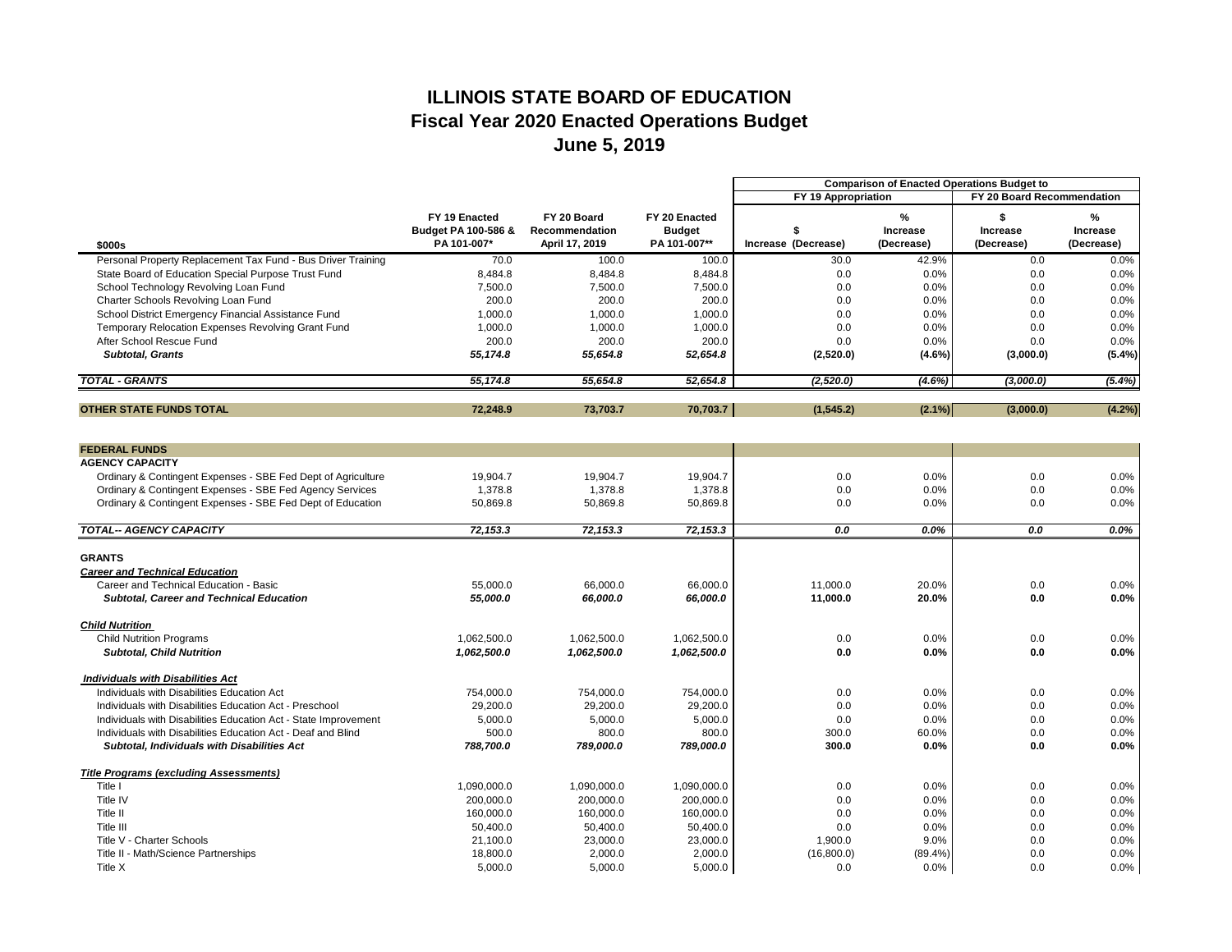# ILLINOIS STATE BOARD OF EDUCATION
## Fiscal Year 2020 Enacted Operations Budget
## June 5, 2019

| $000s | FY 19 Enacted Budget PA 100-586 & PA 101-007* | FY 20 Board Recommendation April 17, 2019 | FY 20 Enacted Budget PA 101-007** | Comparison of Enacted Operations Budget to FY 19 Appropriation: $ Increase (Decrease) | FY 19 Appropriation: % Increase (Decrease) | FY 20 Board Recommendation: $ Increase (Decrease) | FY 20 Board Recommendation: % Increase (Decrease) |
|---|---|---|---|---|---|---|---|
| Personal Property Replacement Tax Fund - Bus Driver Training | 70.0 | 100.0 | 100.0 | 30.0 | 42.9% | 0.0 | 0.0% |
| State Board of Education Special Purpose Trust Fund | 8,484.8 | 8,484.8 | 8,484.8 | 0.0 | 0.0% | 0.0 | 0.0% |
| School Technology Revolving Loan Fund | 7,500.0 | 7,500.0 | 7,500.0 | 0.0 | 0.0% | 0.0 | 0.0% |
| Charter Schools Revolving Loan Fund | 200.0 | 200.0 | 200.0 | 0.0 | 0.0% | 0.0 | 0.0% |
| School District Emergency Financial Assistance Fund | 1,000.0 | 1,000.0 | 1,000.0 | 0.0 | 0.0% | 0.0 | 0.0% |
| Temporary Relocation Expenses Revolving Grant Fund | 1,000.0 | 1,000.0 | 1,000.0 | 0.0 | 0.0% | 0.0 | 0.0% |
| After School Rescue Fund | 200.0 | 200.0 | 200.0 | 0.0 | 0.0% | 0.0 | 0.0% |
| ***Subtotal, Grants*** | ***55,174.8*** | ***55,654.8*** | ***52,654.8*** | ***(2,520.0)*** | ***(4.6%)*** | ***(3,000.0)*** | ***(5.4%)*** |
| ***TOTAL - GRANTS*** | ***55,174.8*** | ***55,654.8*** | ***52,654.8*** | ***(2,520.0)*** | ***(4.6%)*** | ***(3,000.0)*** | ***(5.4%)*** |
| **OTHER STATE FUNDS TOTAL** | **72,248.9** | **73,703.7** | **70,703.7** | **(1,545.2)** | **(2.1%)** | **(3,000.0)** | **(4.2%)** |
| **FEDERAL FUNDS** | | | | | | | |
| **AGENCY CAPACITY** | | | | | | | |
| Ordinary & Contingent Expenses - SBE Fed Dept of Agriculture | 19,904.7 | 19,904.7 | 19,904.7 | 0.0 | 0.0% | 0.0 | 0.0% |
| Ordinary & Contingent Expenses - SBE Fed Agency Services | 1,378.8 | 1,378.8 | 1,378.8 | 0.0 | 0.0% | 0.0 | 0.0% |
| Ordinary & Contingent Expenses - SBE Fed Dept of Education | 50,869.8 | 50,869.8 | 50,869.8 | 0.0 | 0.0% | 0.0 | 0.0% |
| ***TOTAL-- AGENCY CAPACITY*** | ***72,153.3*** | ***72,153.3*** | ***72,153.3*** | ***0.0*** | ***0.0%*** | ***0.0*** | ***0.0%*** |
| **GRANTS** | | | | | | | |
| ***Career and Technical Education*** | | | | | | | |
| Career and Technical Education - Basic | 55,000.0 | 66,000.0 | 66,000.0 | 11,000.0 | 20.0% | 0.0 | 0.0% |
| ***Subtotal, Career and Technical Education*** | ***55,000.0*** | ***66,000.0*** | ***66,000.0*** | **11,000.0** | **20.0%** | **0.0** | **0.0%** |
| ***Child Nutrition*** | | | | | | | |
| Child Nutrition Programs | 1,062,500.0 | 1,062,500.0 | 1,062,500.0 | 0.0 | 0.0% | 0.0 | 0.0% |
| ***Subtotal, Child Nutrition*** | ***1,062,500.0*** | ***1,062,500.0*** | ***1,062,500.0*** | **0.0** | **0.0%** | **0.0** | **0.0%** |
| ***Individuals with Disabilities Act*** | | | | | | | |
| Individuals with Disabilities Education Act | 754,000.0 | 754,000.0 | 754,000.0 | 0.0 | 0.0% | 0.0 | 0.0% |
| Individuals with Disabilities Education Act - Preschool | 29,200.0 | 29,200.0 | 29,200.0 | 0.0 | 0.0% | 0.0 | 0.0% |
| Individuals with Disabilities Education Act - State Improvement | 5,000.0 | 5,000.0 | 5,000.0 | 0.0 | 0.0% | 0.0 | 0.0% |
| Individuals with Disabilities Education Act - Deaf and Blind | 500.0 | 800.0 | 800.0 | 300.0 | 60.0% | 0.0 | 0.0% |
| ***Subtotal, Individuals with Disabilities Act*** | ***788,700.0*** | ***789,000.0*** | ***789,000.0*** | **300.0** | **0.0%** | **0.0** | **0.0%** |
| ***Title Programs (excluding Assessments)*** | | | | | | | |
| Title I | 1,090,000.0 | 1,090,000.0 | 1,090,000.0 | 0.0 | 0.0% | 0.0 | 0.0% |
| Title IV | 200,000.0 | 200,000.0 | 200,000.0 | 0.0 | 0.0% | 0.0 | 0.0% |
| Title II | 160,000.0 | 160,000.0 | 160,000.0 | 0.0 | 0.0% | 0.0 | 0.0% |
| Title III | 50,400.0 | 50,400.0 | 50,400.0 | 0.0 | 0.0% | 0.0 | 0.0% |
| Title V - Charter Schools | 21,100.0 | 23,000.0 | 23,000.0 | 1,900.0 | 9.0% | 0.0 | 0.0% |
| Title II - Math/Science Partnerships | 18,800.0 | 2,000.0 | 2,000.0 | (16,800.0) | (89.4%) | 0.0 | 0.0% |
| Title X | 5,000.0 | 5,000.0 | 5,000.0 | 0.0 | 0.0% | 0.0 | 0.0% |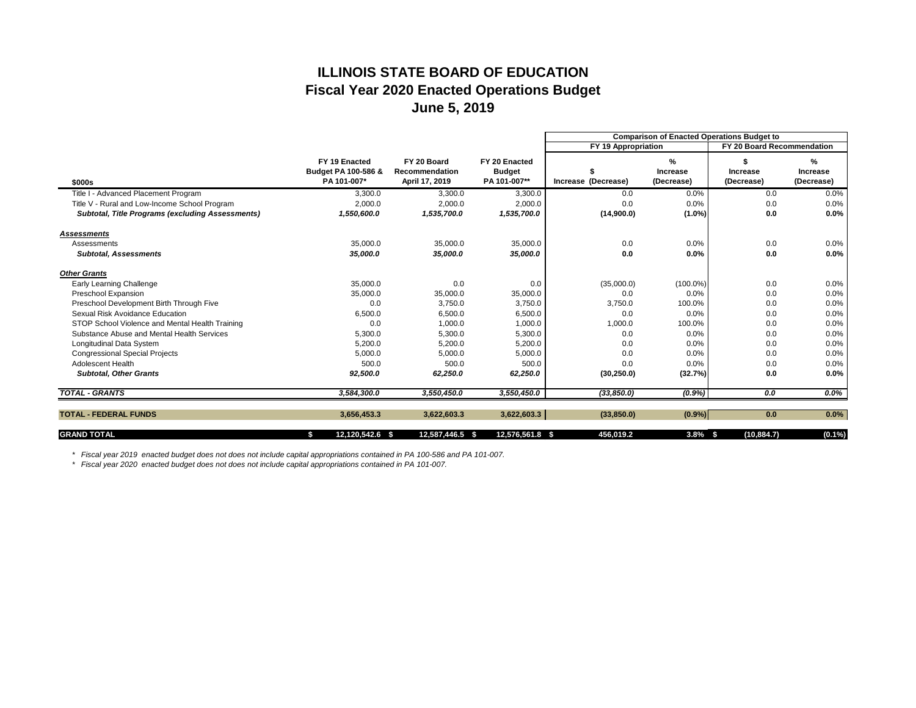# ILLINOIS STATE BOARD OF EDUCATION
## Fiscal Year 2020 Enacted Operations Budget
## June 5, 2019

| | | | | Comparison of Enacted Operations Budget to | | | |
|---|---|---|---|---|---|---|---|
| | | | | FY 19 Appropriation | | FY 20 Board Recommendation | |
| $000s | FY 19 Enacted Budget PA 100-586 & PA 101-007* | FY 20 Board Recommendation April 17, 2019 | FY 20 Enacted Budget PA 101-007** | $ Increase (Decrease) | % Increase (Decrease) | $ Increase (Decrease) | % Increase (Decrease) |
| Title I - Advanced Placement Program | 3,300.0 | 3,300.0 | 3,300.0 | 0.0 | 0.0% | 0.0 | 0.0% |
| Title V - Rural and Low-Income School Program | 2,000.0 | 2,000.0 | 2,000.0 | 0.0 | 0.0% | 0.0 | 0.0% |
| ***Subtotal, Title Programs (excluding Assessments)*** | ***1,550,600.0*** | ***1,535,700.0*** | ***1,535,700.0*** | **(14,900.0)** | **(1.0%)** | **0.0** | **0.0%** |
| ***Assessments*** | | | | | | | |
| Assessments | 35,000.0 | 35,000.0 | 35,000.0 | 0.0 | 0.0% | 0.0 | 0.0% |
| ***Subtotal, Assessments*** | ***35,000.0*** | ***35,000.0*** | ***35,000.0*** | **0.0** | **0.0%** | **0.0** | **0.0%** |
| ***Other Grants*** | | | | | | | |
| Early Learning Challenge | 35,000.0 | 0.0 | 0.0 | (35,000.0) | (100.0%) | 0.0 | 0.0% |
| Preschool Expansion | 35,000.0 | 35,000.0 | 35,000.0 | 0.0 | 0.0% | 0.0 | 0.0% |
| Preschool Development Birth Through Five | 0.0 | 3,750.0 | 3,750.0 | 3,750.0 | 100.0% | 0.0 | 0.0% |
| Sexual Risk Avoidance Education | 6,500.0 | 6,500.0 | 6,500.0 | 0.0 | 0.0% | 0.0 | 0.0% |
| STOP School Violence and Mental Health Training | 0.0 | 1,000.0 | 1,000.0 | 1,000.0 | 100.0% | 0.0 | 0.0% |
| Substance Abuse and Mental Health Services | 5,300.0 | 5,300.0 | 5,300.0 | 0.0 | 0.0% | 0.0 | 0.0% |
| Longitudinal Data System | 5,200.0 | 5,200.0 | 5,200.0 | 0.0 | 0.0% | 0.0 | 0.0% |
| Congressional Special Projects | 5,000.0 | 5,000.0 | 5,000.0 | 0.0 | 0.0% | 0.0 | 0.0% |
| Adolescent Health | 500.0 | 500.0 | 500.0 | 0.0 | 0.0% | 0.0 | 0.0% |
| ***Subtotal, Other Grants*** | ***92,500.0*** | ***62,250.0*** | ***62,250.0*** | **(30,250.0)** | **(32.7%)** | **0.0** | **0.0%** |
| ***TOTAL - GRANTS*** | ***3,584,300.0*** | ***3,550,450.0*** | ***3,550,450.0*** | ***(33,850.0)*** | ***(0.9%)*** | ***0.0*** | ***0.0%*** |
| **TOTAL - FEDERAL FUNDS** | **3,656,453.3** | **3,622,603.3** | **3,622,603.3** | **(33,850.0)** | **(0.9%)** | **0.0** | **0.0%** |
| **GRAND TOTAL** | **$ 12,120,542.6** | **$ 12,587,446.5** | **$ 12,576,561.8** | **$ 456,019.2** | **3.8%** | **$ (10,884.7)** | **(0.1%)** |

*\* Fiscal year 2019 enacted budget does not does not include capital appropriations contained in PA 100-586 and PA 101-007.*

*\* Fiscal year 2020 enacted budget does not does not include capital appropriations contained in PA 101-007.*